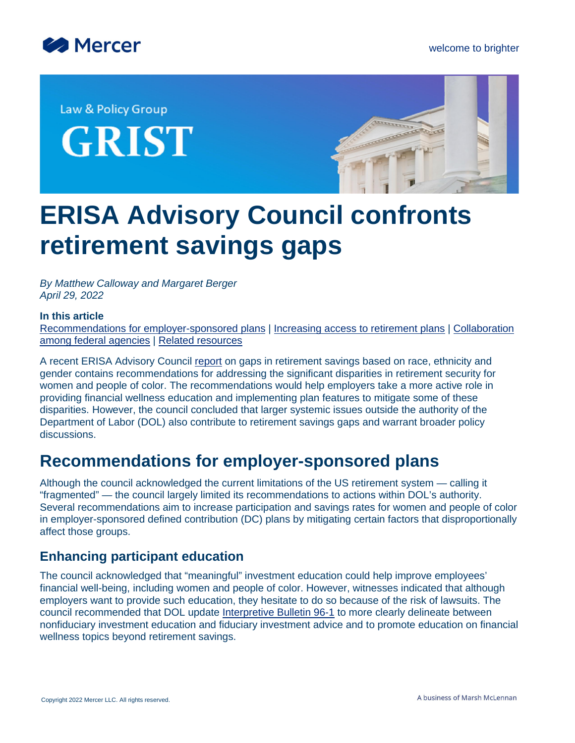# ERISA Advisory Council confronts retirement savings gaps

*By Matthew Calloway and Margaret Berger*
*April 29, 2022*

**In this article**

Recommendations for employer-sponsored plans | Increasing access to retirement plans | Collaboration among federal agencies | Related resources

A recent ERISA Advisory Council report on gaps in retirement savings based on race, ethnicity and gender contains recommendations for addressing the significant disparities in retirement security for women and people of color. The recommendations would help employers take a more active role in providing financial wellness education and implementing plan features to mitigate some of these disparities. However, the council concluded that larger systemic issues outside the authority of the Department of Labor (DOL) also contribute to retirement savings gaps and warrant broader policy discussions.

## Recommendations for employer-sponsored plans

Although the council acknowledged the current limitations of the US retirement system — calling it "fragmented" — the council largely limited its recommendations to actions within DOL's authority. Several recommendations aim to increase participation and savings rates for women and people of color in employer-sponsored defined contribution (DC) plans by mitigating certain factors that disproportionally affect those groups.

### Enhancing participant education

The council acknowledged that "meaningful" investment education could help improve employees' financial well-being, including women and people of color. However, witnesses indicated that although employers want to provide such education, they hesitate to do so because of the risk of lawsuits. The council recommended that DOL update Interpretive Bulletin 96-1 to more clearly delineate between nonfiduciary investment education and fiduciary investment advice and to promote education on financial wellness topics beyond retirement savings.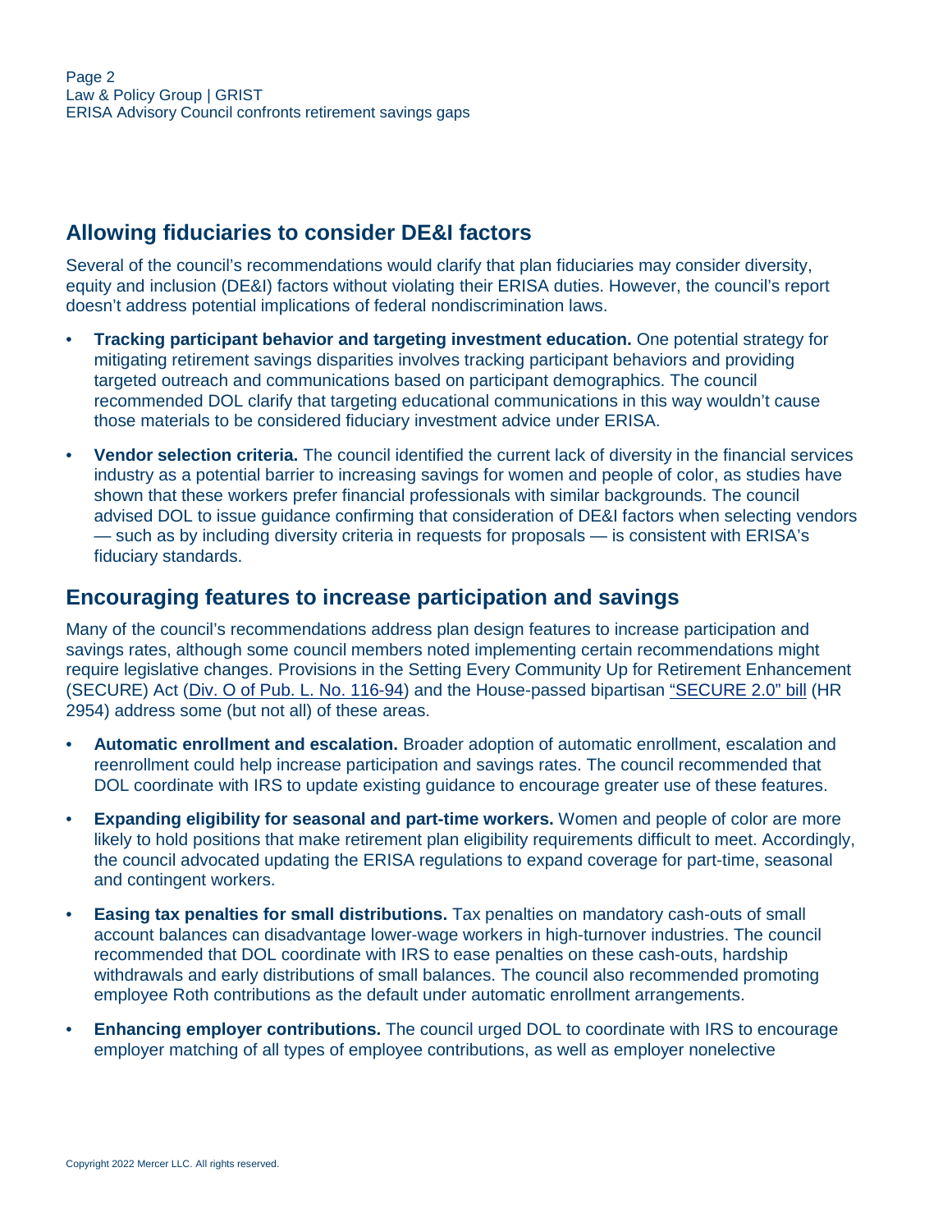## Allowing fiduciaries to consider DE&I factors

Several of the council's recommendations would clarify that plan fiduciaries may consider diversity, equity and inclusion (DE&I) factors without violating their ERISA duties. However, the council's report doesn't address potential implications of federal nondiscrimination laws.

- **Tracking participant behavior and targeting investment education.** One potential strategy for mitigating retirement savings disparities involves tracking participant behaviors and providing targeted outreach and communications based on participant demographics. The council recommended DOL clarify that targeting educational communications in this way wouldn't cause those materials to be considered fiduciary investment advice under ERISA.
- **Vendor selection criteria.** The council identified the current lack of diversity in the financial services industry as a potential barrier to increasing savings for women and people of color, as studies have shown that these workers prefer financial professionals with similar backgrounds. The council advised DOL to issue guidance confirming that consideration of DE&I factors when selecting vendors — such as by including diversity criteria in requests for proposals — is consistent with ERISA's fiduciary standards.

## Encouraging features to increase participation and savings

Many of the council's recommendations address plan design features to increase participation and savings rates, although some council members noted implementing certain recommendations might require legislative changes. Provisions in the Setting Every Community Up for Retirement Enhancement (SECURE) Act (Div. O of Pub. L. No. 116-94) and the House-passed bipartisan "SECURE 2.0" bill (HR 2954) address some (but not all) of these areas.

- **Automatic enrollment and escalation.** Broader adoption of automatic enrollment, escalation and reenrollment could help increase participation and savings rates. The council recommended that DOL coordinate with IRS to update existing guidance to encourage greater use of these features.
- **Expanding eligibility for seasonal and part-time workers.** Women and people of color are more likely to hold positions that make retirement plan eligibility requirements difficult to meet. Accordingly, the council advocated updating the ERISA regulations to expand coverage for part-time, seasonal and contingent workers.
- **Easing tax penalties for small distributions.** Tax penalties on mandatory cash-outs of small account balances can disadvantage lower-wage workers in high-turnover industries. The council recommended that DOL coordinate with IRS to ease penalties on these cash-outs, hardship withdrawals and early distributions of small balances. The council also recommended promoting employee Roth contributions as the default under automatic enrollment arrangements.
- **Enhancing employer contributions.** The council urged DOL to coordinate with IRS to encourage employer matching of all types of employee contributions, as well as employer nonelective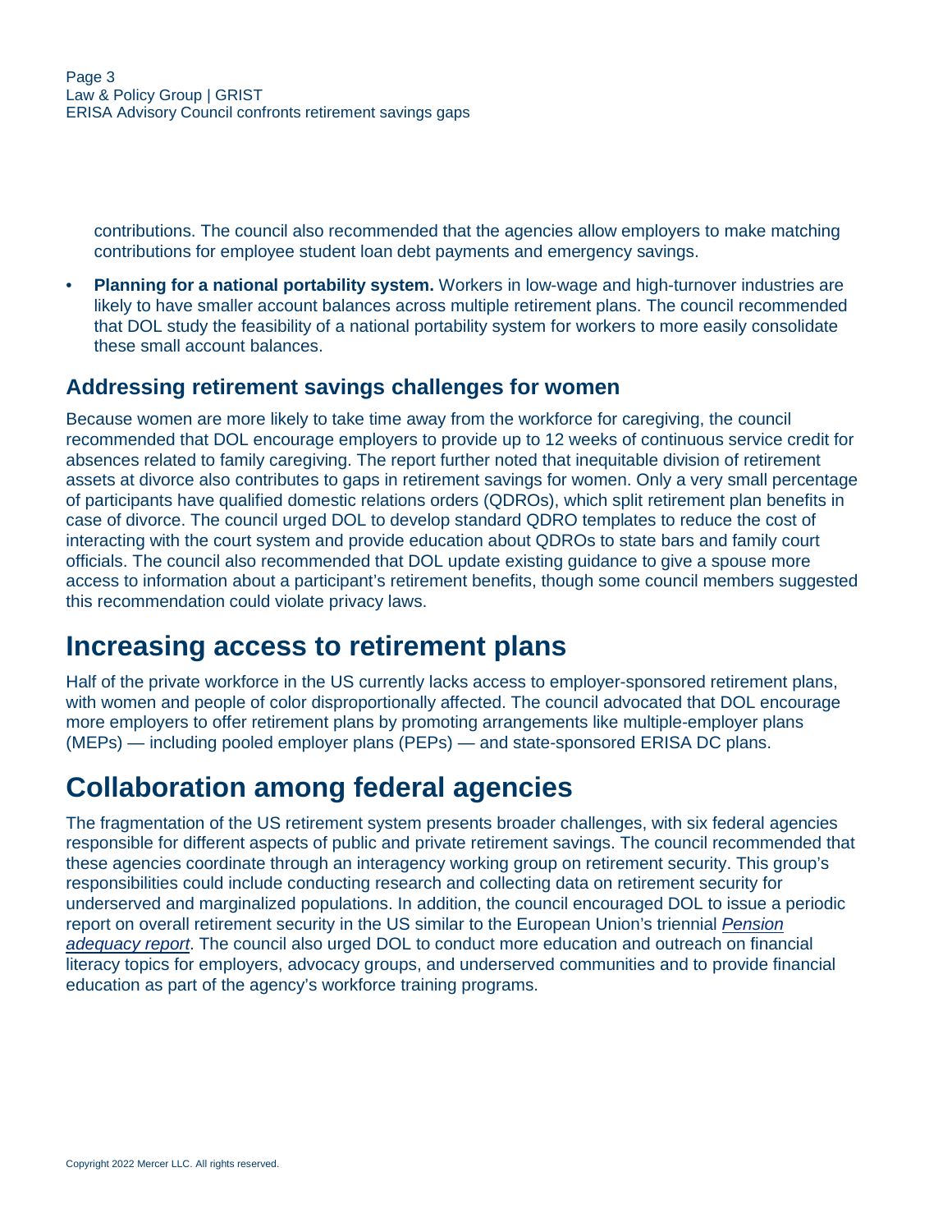contributions. The council also recommended that the agencies allow employers to make matching contributions for employee student loan debt payments and emergency savings.

- **Planning for a national portability system.** Workers in low-wage and high-turnover industries are likely to have smaller account balances across multiple retirement plans. The council recommended that DOL study the feasibility of a national portability system for workers to more easily consolidate these small account balances.

### Addressing retirement savings challenges for women

Because women are more likely to take time away from the workforce for caregiving, the council recommended that DOL encourage employers to provide up to 12 weeks of continuous service credit for absences related to family caregiving. The report further noted that inequitable division of retirement assets at divorce also contributes to gaps in retirement savings for women. Only a very small percentage of participants have qualified domestic relations orders (QDROs), which split retirement plan benefits in case of divorce. The council urged DOL to develop standard QDRO templates to reduce the cost of interacting with the court system and provide education about QDROs to state bars and family court officials. The council also recommended that DOL update existing guidance to give a spouse more access to information about a participant's retirement benefits, though some council members suggested this recommendation could violate privacy laws.

## Increasing access to retirement plans

Half of the private workforce in the US currently lacks access to employer-sponsored retirement plans, with women and people of color disproportionally affected. The council advocated that DOL encourage more employers to offer retirement plans by promoting arrangements like multiple-employer plans (MEPs) — including pooled employer plans (PEPs) — and state-sponsored ERISA DC plans.

## Collaboration among federal agencies

The fragmentation of the US retirement system presents broader challenges, with six federal agencies responsible for different aspects of public and private retirement savings. The council recommended that these agencies coordinate through an interagency working group on retirement security. This group's responsibilities could include conducting research and collecting data on retirement security for underserved and marginalized populations. In addition, the council encouraged DOL to issue a periodic report on overall retirement security in the US similar to the European Union's triennial *Pension adequacy report*. The council also urged DOL to conduct more education and outreach on financial literacy topics for employers, advocacy groups, and underserved communities and to provide financial education as part of the agency's workforce training programs.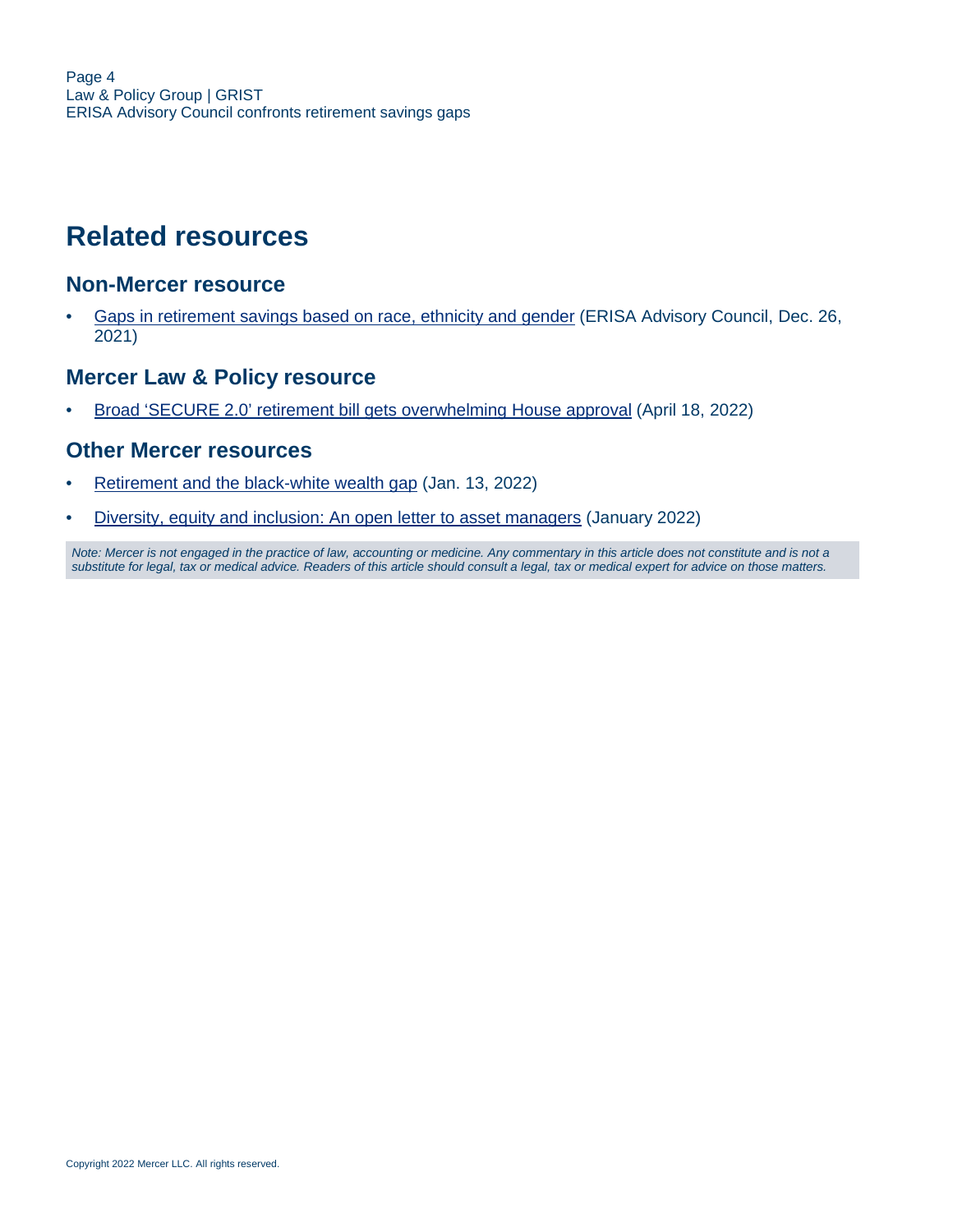## Related resources

### Non-Mercer resource

- Gaps in retirement savings based on race, ethnicity and gender (ERISA Advisory Council, Dec. 26, 2021)

### Mercer Law & Policy resource

- Broad 'SECURE 2.0' retirement bill gets overwhelming House approval (April 18, 2022)

### Other Mercer resources

- Retirement and the black-white wealth gap (Jan. 13, 2022)
- Diversity, equity and inclusion: An open letter to asset managers (January 2022)

*Note: Mercer is not engaged in the practice of law, accounting or medicine. Any commentary in this article does not constitute and is not a substitute for legal, tax or medical advice. Readers of this article should consult a legal, tax or medical expert for advice on those matters.*

Copyright 2022 Mercer LLC. All rights reserved.